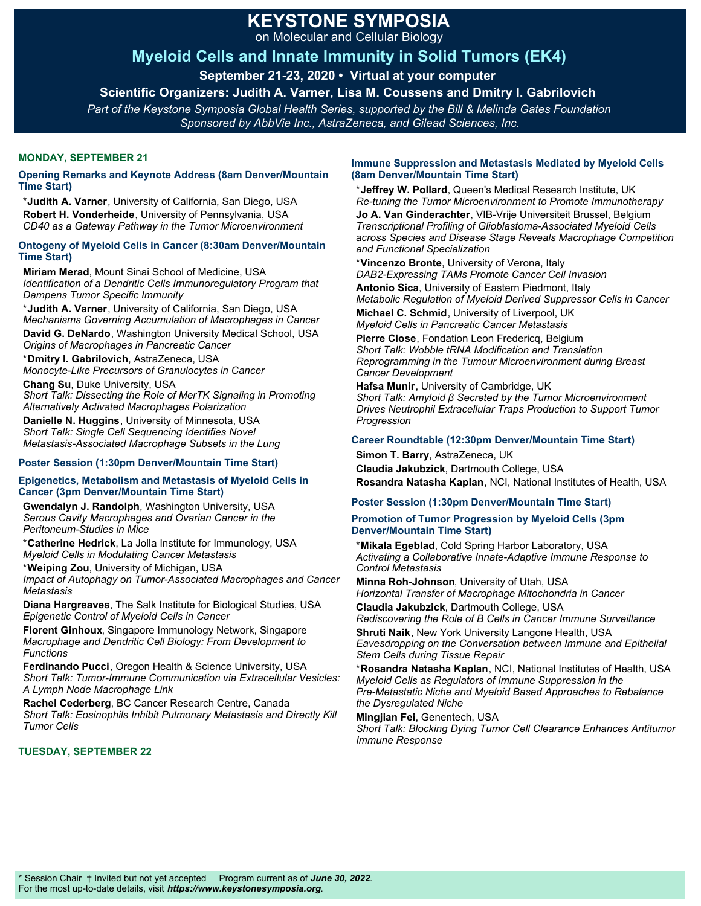# KEYSTONE SYMPOSIA

on Molecular and Cellular Biology

## Myeloid Cells and Innate Immunity in Solid Tumors (EK4)

**September 21-23, 2020 • Virtual at your computer**

**Scientific Organizers: Judith A. Varner, Lisa M. Coussens and Dmitry I. Gabrilovich**

*Part of the Keystone Symposia Global Health Series, supported by the Bill & Melinda Gates Foundation*

*Sponsored by AbbVie Inc., AstraZeneca, and Gilead Sciences, Inc.*

### MONDAY, SEPTEMBER 21

#### Opening Remarks and Keynote Address (8am Denver/Mountain Time Start)

*__Judith A. Varner__, University of California, San Diego, USA

**Robert H. Vonderheide**, University of Pennsylvania, USA
*CD40 as a Gateway Pathway in the Tumor Microenvironment*

#### Ontogeny of Myeloid Cells in Cancer (8:30am Denver/Mountain Time Start)

**Miriam Merad**, Mount Sinai School of Medicine, USA
*Identification of a Dendritic Cells Immunoregulatory Program that Dampens Tumor Specific Immunity*

*__Judith A. Varner__, University of California, San Diego, USA
*Mechanisms Governing Accumulation of Macrophages in Cancer*

**David G. DeNardo**, Washington University Medical School, USA
*Origins of Macrophages in Pancreatic Cancer*

*__Dmitry I. Gabrilovich__, AstraZeneca, USA
*Monocyte-Like Precursors of Granulocytes in Cancer*

**Chang Su**, Duke University, USA
*Short Talk: Dissecting the Role of MerTK Signaling in Promoting Alternatively Activated Macrophages Polarization*

**Danielle N. Huggins**, University of Minnesota, USA
*Short Talk: Single Cell Sequencing Identifies Novel Metastasis-Associated Macrophage Subsets in the Lung*

#### Poster Session (1:30pm Denver/Mountain Time Start)

#### Epigenetics, Metabolism and Metastasis of Myeloid Cells in Cancer (3pm Denver/Mountain Time Start)

**Gwendalyn J. Randolph**, Washington University, USA
*Serous Cavity Macrophages and Ovarian Cancer in the Peritoneum-Studies in Mice*

*__Catherine Hedrick__, La Jolla Institute for Immunology, USA
*Myeloid Cells in Modulating Cancer Metastasis*

*__Weiping Zou__, University of Michigan, USA
*Impact of Autophagy on Tumor-Associated Macrophages and Cancer Metastasis*

**Diana Hargreaves**, The Salk Institute for Biological Studies, USA
*Epigenetic Control of Myeloid Cells in Cancer*

**Florent Ginhoux**, Singapore Immunology Network, Singapore
*Macrophage and Dendritic Cell Biology: From Development to Functions*

**Ferdinando Pucci**, Oregon Health & Science University, USA
*Short Talk: Tumor-Immune Communication via Extracellular Vesicles: A Lymph Node Macrophage Link*

**Rachel Cederberg**, BC Cancer Research Centre, Canada
*Short Talk: Eosinophils Inhibit Pulmonary Metastasis and Directly Kill Tumor Cells*

### TUESDAY, SEPTEMBER 22

#### Immune Suppression and Metastasis Mediated by Myeloid Cells (8am Denver/Mountain Time Start)

*__Jeffrey W. Pollard__, Queen's Medical Research Institute, UK
*Re-tuning the Tumor Microenvironment to Promote Immunotherapy*

**Jo A. Van Ginderachter**, VIB-Vrije Universiteit Brussel, Belgium
*Transcriptional Profiling of Glioblastoma-Associated Myeloid Cells across Species and Disease Stage Reveals Macrophage Competition and Functional Specialization*

*__Vincenzo Bronte__, University of Verona, Italy
*DAB2-Expressing TAMs Promote Cancer Cell Invasion*

**Antonio Sica**, University of Eastern Piedmont, Italy
*Metabolic Regulation of Myeloid Derived Suppressor Cells in Cancer*

**Michael C. Schmid**, University of Liverpool, UK
*Myeloid Cells in Pancreatic Cancer Metastasis*

**Pierre Close**, Fondation Leon Fredericq, Belgium
*Short Talk: Wobble tRNA Modification and Translation Reprogramming in the Tumour Microenvironment during Breast Cancer Development*

**Hafsa Munir**, University of Cambridge, UK
*Short Talk: Amyloid β Secreted by the Tumor Microenvironment Drives Neutrophil Extracellular Traps Production to Support Tumor Progression*

#### Career Roundtable (12:30pm Denver/Mountain Time Start)

**Simon T. Barry**, AstraZeneca, UK

**Claudia Jakubzick**, Dartmouth College, USA

**Rosandra Natasha Kaplan**, NCI, National Institutes of Health, USA

#### Poster Session (1:30pm Denver/Mountain Time Start)

#### Promotion of Tumor Progression by Myeloid Cells (3pm Denver/Mountain Time Start)

*__Mikala Egeblad__, Cold Spring Harbor Laboratory, USA
*Activating a Collaborative Innate-Adaptive Immune Response to Control Metastasis*

**Minna Roh-Johnson**, University of Utah, USA
*Horizontal Transfer of Macrophage Mitochondria in Cancer*

**Claudia Jakubzick**, Dartmouth College, USA
*Rediscovering the Role of B Cells in Cancer Immune Surveillance*

**Shruti Naik**, New York University Langone Health, USA
*Eavesdropping on the Conversation between Immune and Epithelial Stem Cells during Tissue Repair*

*__Rosandra Natasha Kaplan__, NCI, National Institutes of Health, USA
*Myeloid Cells as Regulators of Immune Suppression in the Pre-Metastatic Niche and Myeloid Based Approaches to Rebalance the Dysregulated Niche*

**Mingjian Fei**, Genentech, USA
*Short Talk: Blocking Dying Tumor Cell Clearance Enhances Antitumor Immune Response*

\* Session Chair † Invited but not yet accepted Program current as of ***June 30, 2022***.
For the most up-to-date details, visit ***https://www.keystonesymposia.org***.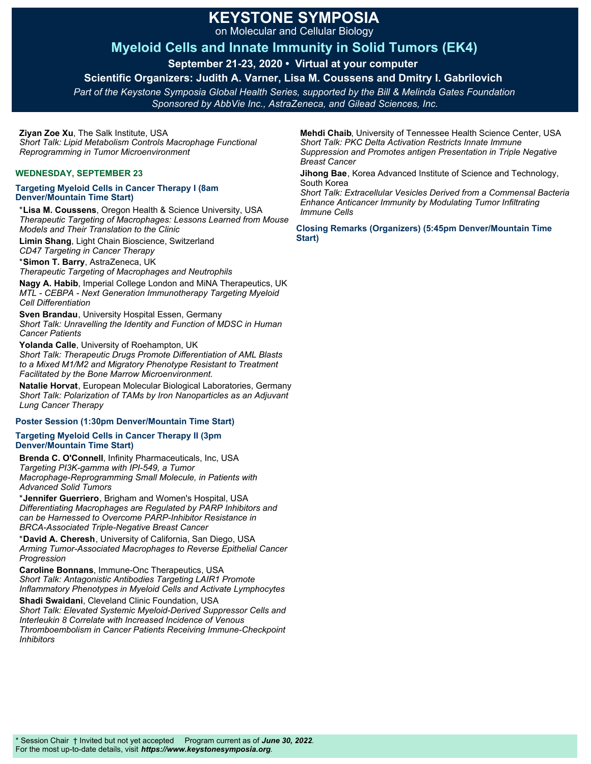# KEYSTONE SYMPOSIA

on Molecular and Cellular Biology

## Myeloid Cells and Innate Immunity in Solid Tumors (EK4)

**September 21-23, 2020 • Virtual at your computer**

**Scientific Organizers: Judith A. Varner, Lisa M. Coussens and Dmitry I. Gabrilovich**

*Part of the Keystone Symposia Global Health Series, supported by the Bill & Melinda Gates Foundation*
*Sponsored by AbbVie Inc., AstraZeneca, and Gilead Sciences, Inc.*

**Ziyan Zoe Xu**, The Salk Institute, USA
*Short Talk: Lipid Metabolism Controls Macrophage Functional Reprogramming in Tumor Microenvironment*

### WEDNESDAY, SEPTEMBER 23

#### Targeting Myeloid Cells in Cancer Therapy I (8am Denver/Mountain Time Start)

*__Lisa M. Coussens__, Oregon Health & Science University, USA
*Therapeutic Targeting of Macrophages: Lessons Learned from Mouse Models and Their Translation to the Clinic*

**Limin Shang**, Light Chain Bioscience, Switzerland
*CD47 Targeting in Cancer Therapy*

*__Simon T. Barry__, AstraZeneca, UK
*Therapeutic Targeting of Macrophages and Neutrophils*

**Nagy A. Habib**, Imperial College London and MiNA Therapeutics, UK
*MTL - CEBPA - Next Generation Immunotherapy Targeting Myeloid Cell Differentiation*

**Sven Brandau**, University Hospital Essen, Germany
*Short Talk: Unravelling the Identity and Function of MDSC in Human Cancer Patients*

**Yolanda Calle**, University of Roehampton, UK
*Short Talk: Therapeutic Drugs Promote Differentiation of AML Blasts to a Mixed M1/M2 and Migratory Phenotype Resistant to Treatment Facilitated by the Bone Marrow Microenvironment.*

**Natalie Horvat**, European Molecular Biological Laboratories, Germany
*Short Talk: Polarization of TAMs by Iron Nanoparticles as an Adjuvant Lung Cancer Therapy*

#### Poster Session (1:30pm Denver/Mountain Time Start)

#### Targeting Myeloid Cells in Cancer Therapy II (3pm Denver/Mountain Time Start)

**Brenda C. O'Connell**, Infinity Pharmaceuticals, Inc, USA
*Targeting PI3K-gamma with IPI-549, a Tumor Macrophage-Reprogramming Small Molecule, in Patients with Advanced Solid Tumors*

*__Jennifer Guerriero__, Brigham and Women's Hospital, USA
*Differentiating Macrophages are Regulated by PARP Inhibitors and can be Harnessed to Overcome PARP-Inhibitor Resistance in BRCA-Associated Triple-Negative Breast Cancer*

*__David A. Cheresh__, University of California, San Diego, USA
*Arming Tumor-Associated Macrophages to Reverse Epithelial Cancer Progression*

**Caroline Bonnans**, Immune-Onc Therapeutics, USA
*Short Talk: Antagonistic Antibodies Targeting LAIR1 Promote Inflammatory Phenotypes in Myeloid Cells and Activate Lymphocytes*

**Shadi Swaidani**, Cleveland Clinic Foundation, USA
*Short Talk: Elevated Systemic Myeloid-Derived Suppressor Cells and Interleukin 8 Correlate with Increased Incidence of Venous Thromboembolism in Cancer Patients Receiving Immune-Checkpoint Inhibitors*

**Mehdi Chaib**, University of Tennessee Health Science Center, USA
*Short Talk: PKC Delta Activation Restricts Innate Immune Suppression and Promotes antigen Presentation in Triple Negative Breast Cancer*

**Jihong Bae**, Korea Advanced Institute of Science and Technology, South Korea
*Short Talk: Extracellular Vesicles Derived from a Commensal Bacteria Enhance Anticancer Immunity by Modulating Tumor Infiltrating Immune Cells*

#### Closing Remarks (Organizers) (5:45pm Denver/Mountain Time Start)

\* Session Chair † Invited but not yet accepted Program current as of ***June 30, 2022***.
For the most up-to-date details, visit ***https://www.keystonesymposia.org***.